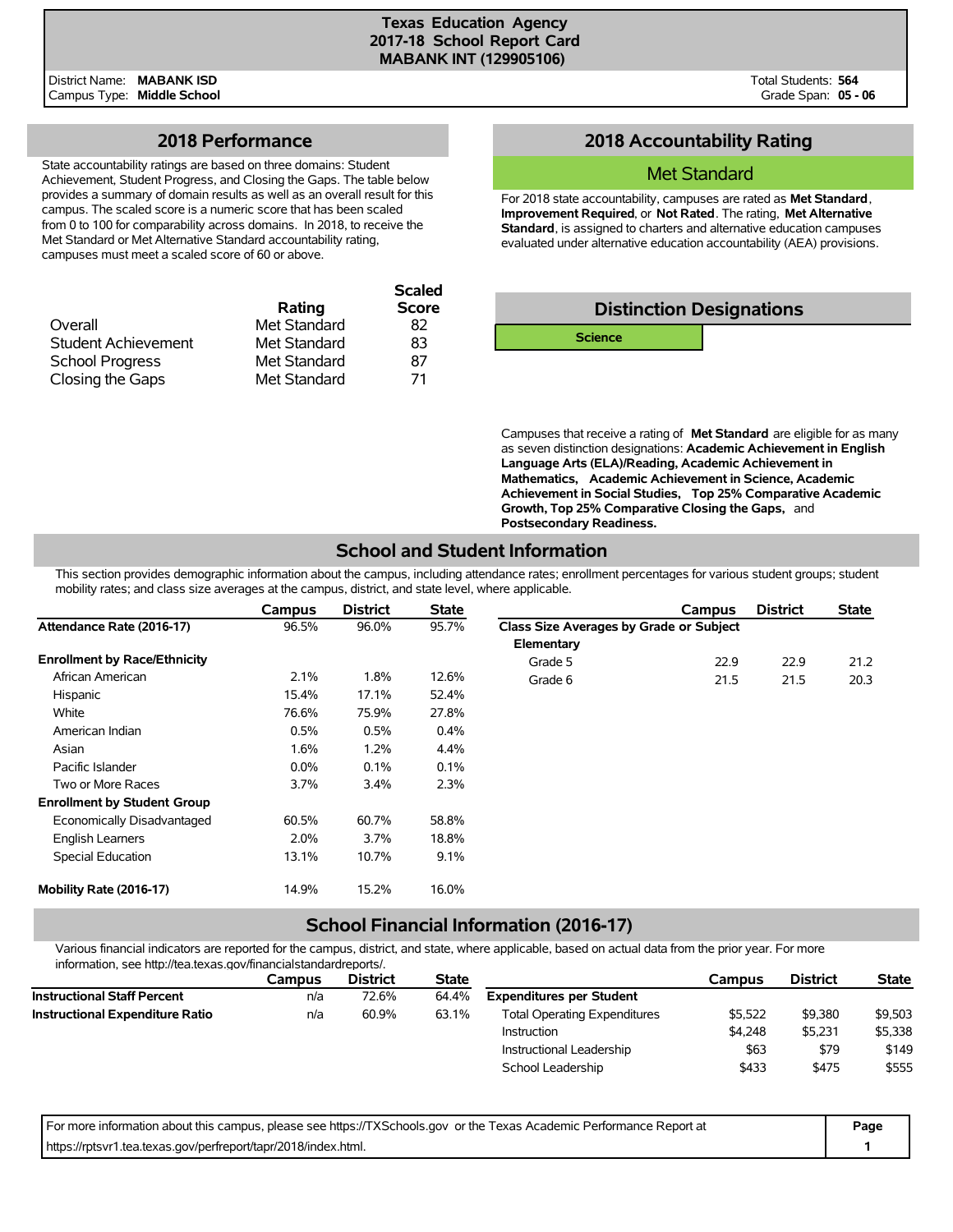# Texas Education Agency
## 2017-18 School Report Card
## MABANK INT (129905106)

District Name: **MABANK ISD**
Campus Type: **Middle School**

Total Students: **564**
Grade Span: **05 - 06**

## 2018 Performance

State accountability ratings are based on three domains: Student Achievement, Student Progress, and Closing the Gaps. The table below provides a summary of domain results as well as an overall result for this campus. The scaled score is a numeric score that has been scaled from 0 to 100 for comparability across domains. In 2018, to receive the Met Standard or Met Alternative Standard accountability rating, campuses must meet a scaled score of 60 or above.

| | Rating | Scaled Score |
|---|---|---|
| Overall | Met Standard | 82 |
| Student Achievement | Met Standard | 83 |
| School Progress | Met Standard | 87 |
| Closing the Gaps | Met Standard | 71 |

## 2018 Accountability Rating

**Met Standard**

For 2018 state accountability, campuses are rated as **Met Standard**, **Improvement Required**, or **Not Rated**. The rating, **Met Alternative Standard**, is assigned to charters and alternative education campuses evaluated under alternative education accountability (AEA) provisions.

## Distinction Designations

**Science**

Campuses that receive a rating of **Met Standard** are eligible for as many as seven distinction designations: **Academic Achievement in English Language Arts (ELA)/Reading, Academic Achievement in Mathematics, Academic Achievement in Science, Academic Achievement in Social Studies, Top 25% Comparative Academic Growth, Top 25% Comparative Closing the Gaps,** and **Postsecondary Readiness.**

## School and Student Information

This section provides demographic information about the campus, including attendance rates; enrollment percentages for various student groups; student mobility rates; and class size averages at the campus, district, and state level, where applicable.

| | Campus | District | State |
|---|---|---|---|
| **Attendance Rate (2016-17)** | 96.5% | 96.0% | 95.7% |
| **Enrollment by Race/Ethnicity** | | | |
| African American | 2.1% | 1.8% | 12.6% |
| Hispanic | 15.4% | 17.1% | 52.4% |
| White | 76.6% | 75.9% | 27.8% |
| American Indian | 0.5% | 0.5% | 0.4% |
| Asian | 1.6% | 1.2% | 4.4% |
| Pacific Islander | 0.0% | 0.1% | 0.1% |
| Two or More Races | 3.7% | 3.4% | 2.3% |
| **Enrollment by Student Group** | | | |
| Economically Disadvantaged | 60.5% | 60.7% | 58.8% |
| English Learners | 2.0% | 3.7% | 18.8% |
| Special Education | 13.1% | 10.7% | 9.1% |
| **Mobility Rate (2016-17)** | 14.9% | 15.2% | 16.0% |

| | Campus | District | State |
|---|---|---|---|
| **Class Size Averages by Grade or Subject** | | | |
| **Elementary** | | | |
| Grade 5 | 22.9 | 22.9 | 21.2 |
| Grade 6 | 21.5 | 21.5 | 20.3 |

## School Financial Information (2016-17)

Various financial indicators are reported for the campus, district, and state, where applicable, based on actual data from the prior year. For more information, see http://tea.texas.gov/financialstandardreports/.

| | Campus | District | State |
|---|---|---|---|
| **Instructional Staff Percent** | n/a | 72.6% | 64.4% |
| **Instructional Expenditure Ratio** | n/a | 60.9% | 63.1% |

| | Campus | District | State |
|---|---|---|---|
| **Expenditures per Student** | | | |
| Total Operating Expenditures | $5,522 | $9,380 | $9,503 |
| Instruction | $4,248 | $5,231 | $5,338 |
| Instructional Leadership | $63 | $79 | $149 |
| School Leadership | $433 | $475 | $555 |

For more information about this campus, please see https://TXSchools.gov or the Texas Academic Performance Report at https://rptsvr1.tea.texas.gov/perfreport/tapr/2018/index.html.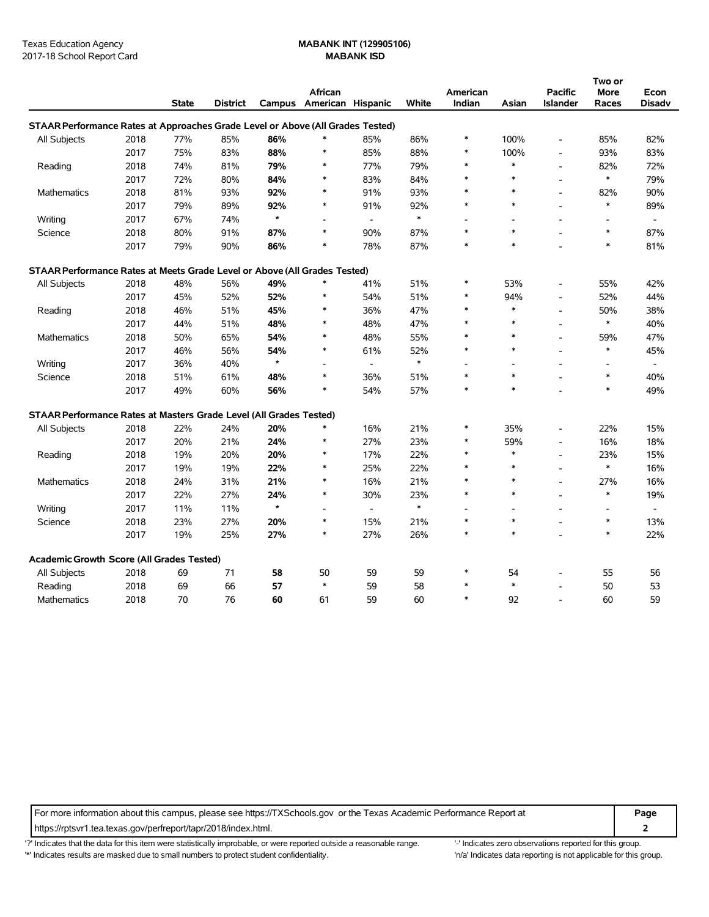Texas Education Agency
2017-18 School Report Card

**MABANK INT (129905106)**
**MABANK ISD**

| | | State | District | Campus | African American | Hispanic | White | American Indian | Asian | Pacific Islander | Two or More Races | Econ Disadv |
|---|---|---|---|---|---|---|---|---|---|---|---|---|
| **STAAR Performance Rates at Approaches Grade Level or Above (All Grades Tested)** | | | | | | | | | | | | |
| All Subjects | 2018 | 77% | 85% | **86%** | * | 85% | 86% | * | 100% | - | 85% | 82% |
| | 2017 | 75% | 83% | **88%** | * | 85% | 88% | * | 100% | - | 93% | 83% |
| Reading | 2018 | 74% | 81% | **79%** | * | 77% | 79% | * | * | - | 82% | 72% |
| | 2017 | 72% | 80% | **84%** | * | 83% | 84% | * | * | - | * | 79% |
| Mathematics | 2018 | 81% | 93% | **92%** | * | 91% | 93% | * | * | - | 82% | 90% |
| | 2017 | 79% | 89% | **92%** | * | 91% | 92% | * | * | - | * | 89% |
| Writing | 2017 | 67% | 74% | * | - | - | * | - | - | - | - | - |
| Science | 2018 | 80% | 91% | **87%** | * | 90% | 87% | * | * | - | * | 87% |
| | 2017 | 79% | 90% | **86%** | * | 78% | 87% | * | * | - | * | 81% |
| **STAAR Performance Rates at Meets Grade Level or Above (All Grades Tested)** | | | | | | | | | | | | |
| All Subjects | 2018 | 48% | 56% | **49%** | * | 41% | 51% | * | 53% | - | 55% | 42% |
| | 2017 | 45% | 52% | **52%** | * | 54% | 51% | * | 94% | - | 52% | 44% |
| Reading | 2018 | 46% | 51% | **45%** | * | 36% | 47% | * | * | - | 50% | 38% |
| | 2017 | 44% | 51% | **48%** | * | 48% | 47% | * | * | - | * | 40% |
| Mathematics | 2018 | 50% | 65% | **54%** | * | 48% | 55% | * | * | - | 59% | 47% |
| | 2017 | 46% | 56% | **54%** | * | 61% | 52% | * | * | - | * | 45% |
| Writing | 2017 | 36% | 40% | * | - | - | * | - | - | - | - | - |
| Science | 2018 | 51% | 61% | **48%** | * | 36% | 51% | * | * | - | * | 40% |
| | 2017 | 49% | 60% | **56%** | * | 54% | 57% | * | * | - | * | 49% |
| **STAAR Performance Rates at Masters Grade Level (All Grades Tested)** | | | | | | | | | | | | |
| All Subjects | 2018 | 22% | 24% | **20%** | * | 16% | 21% | * | 35% | - | 22% | 15% |
| | 2017 | 20% | 21% | **24%** | * | 27% | 23% | * | 59% | - | 16% | 18% |
| Reading | 2018 | 19% | 20% | **20%** | * | 17% | 22% | * | * | - | 23% | 15% |
| | 2017 | 19% | 19% | **22%** | * | 25% | 22% | * | * | - | * | 16% |
| Mathematics | 2018 | 24% | 31% | **21%** | * | 16% | 21% | * | * | - | 27% | 16% |
| | 2017 | 22% | 27% | **24%** | * | 30% | 23% | * | * | - | * | 19% |
| Writing | 2017 | 11% | 11% | * | - | - | * | - | - | - | - | - |
| Science | 2018 | 23% | 27% | **20%** | * | 15% | 21% | * | * | - | * | 13% |
| | 2017 | 19% | 25% | **27%** | * | 27% | 26% | * | * | - | * | 22% |
| **Academic Growth Score (All Grades Tested)** | | | | | | | | | | | | |
| All Subjects | 2018 | 69 | 71 | **58** | 50 | 59 | 59 | * | 54 | - | 55 | 56 |
| Reading | 2018 | 69 | 66 | **57** | * | 59 | 58 | * | * | - | 50 | 53 |
| Mathematics | 2018 | 70 | 76 | **60** | 61 | 59 | 60 | * | 92 | - | 60 | 59 |

For more information about this campus, please see https://TXSchools.gov or the Texas Academic Performance Report at https://rptsvr1.tea.texas.gov/perfreport/tapr/2018/index.html.

'?' Indicates that the data for this item were statistically improbable, or were reported outside a reasonable range.
'*' Indicates results are masked due to small numbers to protect student confidentiality.
'-' Indicates zero observations reported for this group.
'n/a' Indicates data reporting is not applicable for this group.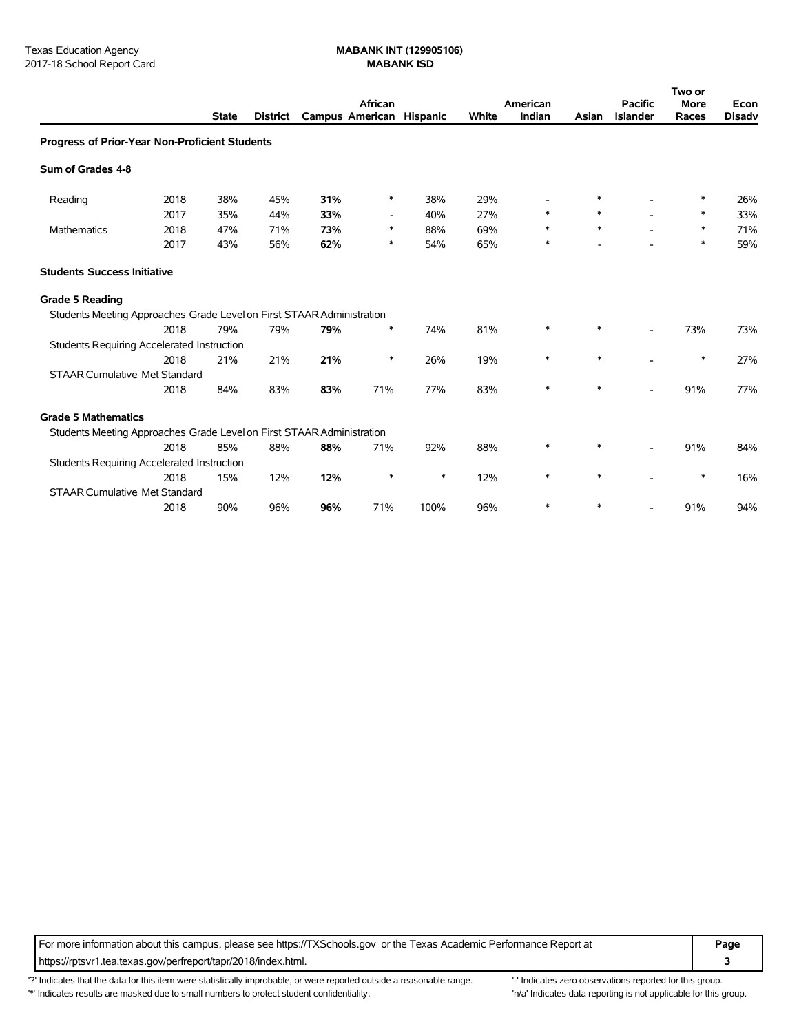Texas Education Agency
2017-18 School Report Card

**MABANK INT (129905106)**
**MABANK ISD**

| | | State | District | Campus | African American | Hispanic | White | American Indian | Asian | Pacific Islander | Two or More Races | Econ Disadv |
|---|---|---|---|---|---|---|---|---|---|---|---|---|
| **Progress of Prior-Year Non-Proficient Students** | | | | | | | | | | | | |
| **Sum of Grades 4-8** | | | | | | | | | | | | |
| Reading | 2018 | 38% | 45% | **31%** | * | 38% | 29% | - | * | - | * | 26% |
| | 2017 | 35% | 44% | **33%** | - | 40% | 27% | * | * | - | * | 33% |
| Mathematics | 2018 | 47% | 71% | **73%** | * | 88% | 69% | * | * | - | * | 71% |
| | 2017 | 43% | 56% | **62%** | * | 54% | 65% | * | - | - | * | 59% |
| **Students Success Initiative** | | | | | | | | | | | | |
| **Grade 5 Reading** | | | | | | | | | | | | |
| Students Meeting Approaches Grade Level on First STAAR Administration | | | | | | | | | | | | |
| | 2018 | 79% | 79% | **79%** | * | 74% | 81% | * | * | - | 73% | 73% |
| Students Requiring Accelerated Instruction | | | | | | | | | | | | |
| | 2018 | 21% | 21% | **21%** | * | 26% | 19% | * | * | - | * | 27% |
| STAAR Cumulative Met Standard | | | | | | | | | | | | |
| | 2018 | 84% | 83% | **83%** | 71% | 77% | 83% | * | * | - | 91% | 77% |
| **Grade 5 Mathematics** | | | | | | | | | | | | |
| Students Meeting Approaches Grade Level on First STAAR Administration | | | | | | | | | | | | |
| | 2018 | 85% | 88% | **88%** | 71% | 92% | 88% | * | * | - | 91% | 84% |
| Students Requiring Accelerated Instruction | | | | | | | | | | | | |
| | 2018 | 15% | 12% | **12%** | * | * | 12% | * | * | - | * | 16% |
| STAAR Cumulative Met Standard | | | | | | | | | | | | |
| | 2018 | 90% | 96% | **96%** | 71% | 100% | 96% | * | * | - | 91% | 94% |

For more information about this campus, please see https://TXSchools.gov or the Texas Academic Performance Report at https://rptsvr1.tea.texas.gov/perfreport/tapr/2018/index.html.

'?' Indicates that the data for this item were statistically improbable, or were reported outside a reasonable range.
'*' Indicates results are masked due to small numbers to protect student confidentiality.
'-' Indicates zero observations reported for this group.
'n/a' Indicates data reporting is not applicable for this group.